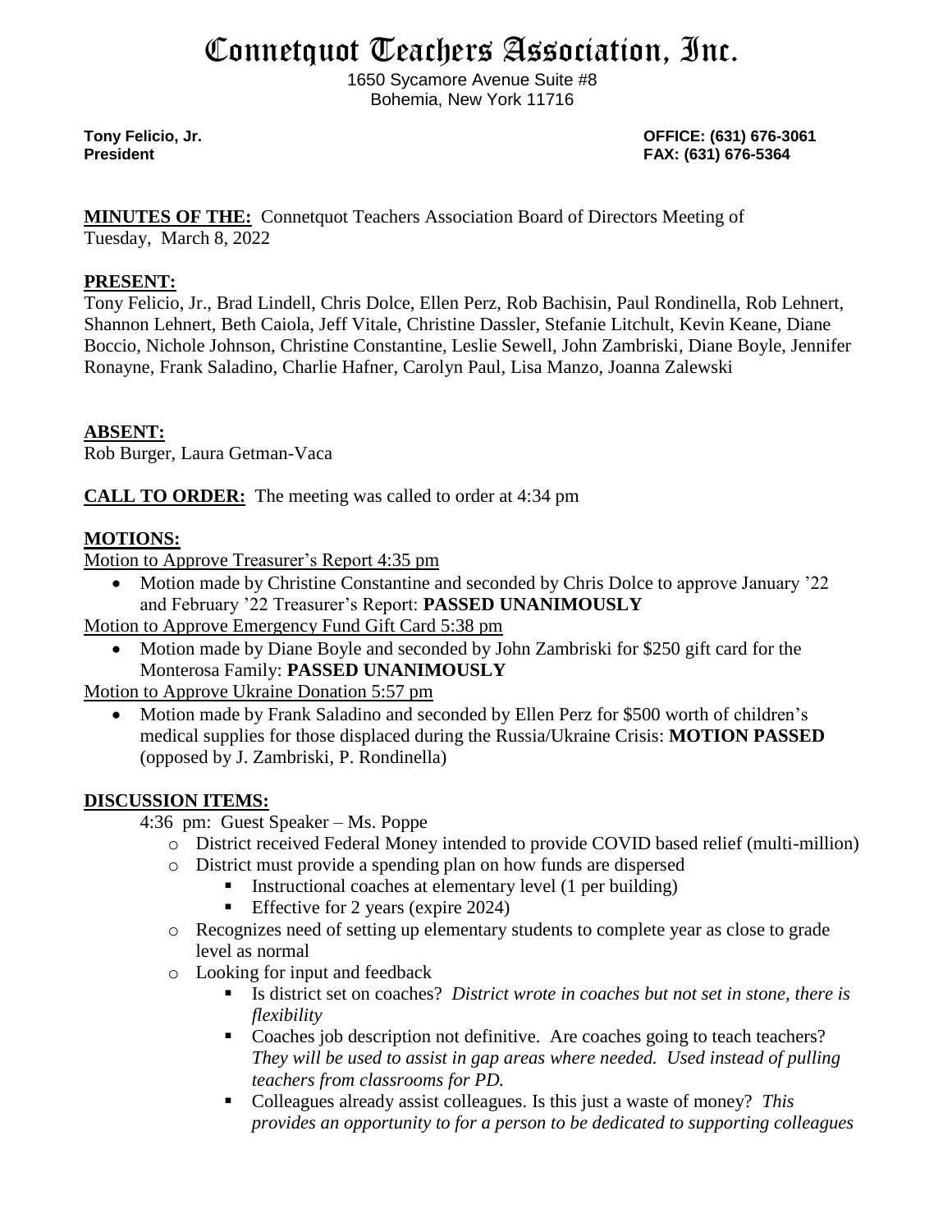# Connetquot Teachers Association, Inc.

1650 Sycamore Avenue Suite #8
Bohemia, New York 11716

**Tony Felicio, Jr.**
**President**

**OFFICE: (631) 676-3061**
**FAX: (631) 676-5364**

**MINUTES OF THE:** Connetquot Teachers Association Board of Directors Meeting of Tuesday, March 8, 2022

**PRESENT:**
Tony Felicio, Jr., Brad Lindell, Chris Dolce, Ellen Perz, Rob Bachisin, Paul Rondinella, Rob Lehnert, Shannon Lehnert, Beth Caiola, Jeff Vitale, Christine Dassler, Stefanie Litchult, Kevin Keane, Diane Boccio, Nichole Johnson, Christine Constantine, Leslie Sewell, John Zambriski, Diane Boyle, Jennifer Ronayne, Frank Saladino, Charlie Hafner, Carolyn Paul, Lisa Manzo, Joanna Zalewski

**ABSENT:**
Rob Burger, Laura Getman-Vaca

**CALL TO ORDER:** The meeting was called to order at 4:34 pm

**MOTIONS:**

Motion to Approve Treasurer's Report 4:35 pm

- Motion made by Christine Constantine and seconded by Chris Dolce to approve January '22 and February '22 Treasurer's Report: **PASSED UNANIMOUSLY**

Motion to Approve Emergency Fund Gift Card 5:38 pm

- Motion made by Diane Boyle and seconded by John Zambriski for $250 gift card for the Monterosa Family: **PASSED UNANIMOUSLY**

Motion to Approve Ukraine Donation 5:57 pm

- Motion made by Frank Saladino and seconded by Ellen Perz for $500 worth of children's medical supplies for those displaced during the Russia/Ukraine Crisis: **MOTION PASSED** (opposed by J. Zambriski, P. Rondinella)

**DISCUSSION ITEMS:**

4:36 pm: Guest Speaker – Ms. Poppe

- District received Federal Money intended to provide COVID based relief (multi-million)
- District must provide a spending plan on how funds are dispersed
  - Instructional coaches at elementary level (1 per building)
  - Effective for 2 years (expire 2024)
- Recognizes need of setting up elementary students to complete year as close to grade level as normal
- Looking for input and feedback
  - Is district set on coaches? *District wrote in coaches but not set in stone, there is flexibility*
  - Coaches job description not definitive. Are coaches going to teach teachers? *They will be used to assist in gap areas where needed. Used instead of pulling teachers from classrooms for PD.*
  - Colleagues already assist colleagues. Is this just a waste of money? *This provides an opportunity to for a person to be dedicated to supporting colleagues*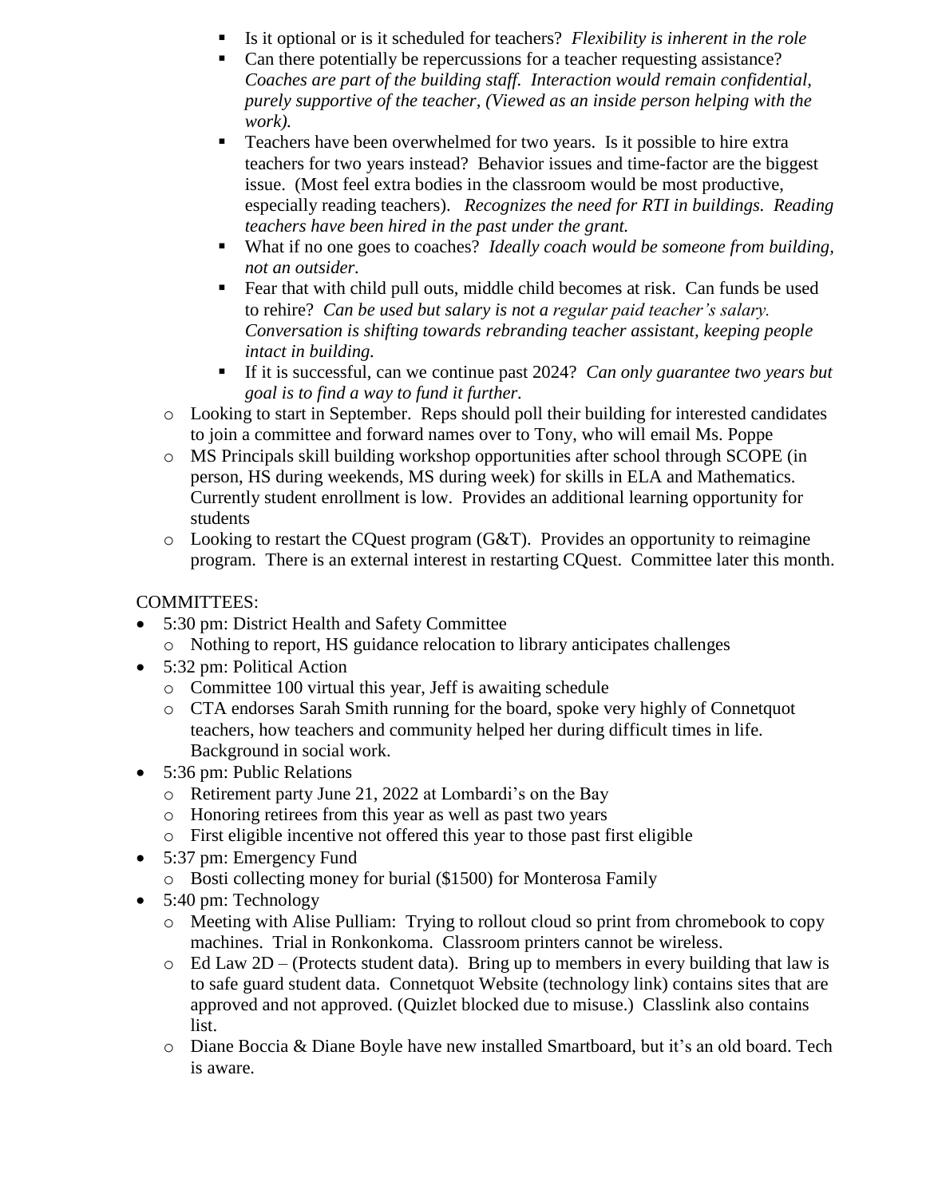- Is it optional or is it scheduled for teachers? *Flexibility is inherent in the role*
    - Can there potentially be repercussions for a teacher requesting assistance? *Coaches are part of the building staff. Interaction would remain confidential, purely supportive of the teacher, (Viewed as an inside person helping with the work).*
    - Teachers have been overwhelmed for two years. Is it possible to hire extra teachers for two years instead? Behavior issues and time-factor are the biggest issue. (Most feel extra bodies in the classroom would be most productive, especially reading teachers). *Recognizes the need for RTI in buildings. Reading teachers have been hired in the past under the grant.*
    - What if no one goes to coaches? *Ideally coach would be someone from building, not an outsider.*
    - Fear that with child pull outs, middle child becomes at risk. Can funds be used to rehire? *Can be used but salary is not a regular paid teacher's salary. Conversation is shifting towards rebranding teacher assistant, keeping people intact in building.*
    - If it is successful, can we continue past 2024? *Can only guarantee two years but goal is to find a way to fund it further.*
  - Looking to start in September. Reps should poll their building for interested candidates to join a committee and forward names over to Tony, who will email Ms. Poppe
  - MS Principals skill building workshop opportunities after school through SCOPE (in person, HS during weekends, MS during week) for skills in ELA and Mathematics. Currently student enrollment is low. Provides an additional learning opportunity for students
  - Looking to restart the CQuest program (G&T). Provides an opportunity to reimagine program. There is an external interest in restarting CQuest. Committee later this month.

COMMITTEES:

- 5:30 pm: District Health and Safety Committee
  - Nothing to report, HS guidance relocation to library anticipates challenges
- 5:32 pm: Political Action
  - Committee 100 virtual this year, Jeff is awaiting schedule
  - CTA endorses Sarah Smith running for the board, spoke very highly of Connetquot teachers, how teachers and community helped her during difficult times in life. Background in social work.
- 5:36 pm: Public Relations
  - Retirement party June 21, 2022 at Lombardi's on the Bay
  - Honoring retirees from this year as well as past two years
  - First eligible incentive not offered this year to those past first eligible
- 5:37 pm: Emergency Fund
  - Bosti collecting money for burial ($1500) for Monterosa Family
- 5:40 pm: Technology
  - Meeting with Alise Pulliam: Trying to rollout cloud so print from chromebook to copy machines. Trial in Ronkonkoma. Classroom printers cannot be wireless.
  - Ed Law 2D – (Protects student data). Bring up to members in every building that law is to safe guard student data. Connetquot Website (technology link) contains sites that are approved and not approved. (Quizlet blocked due to misuse.) Classlink also contains list.
  - Diane Boccia & Diane Boyle have new installed Smartboard, but it's an old board. Tech is aware.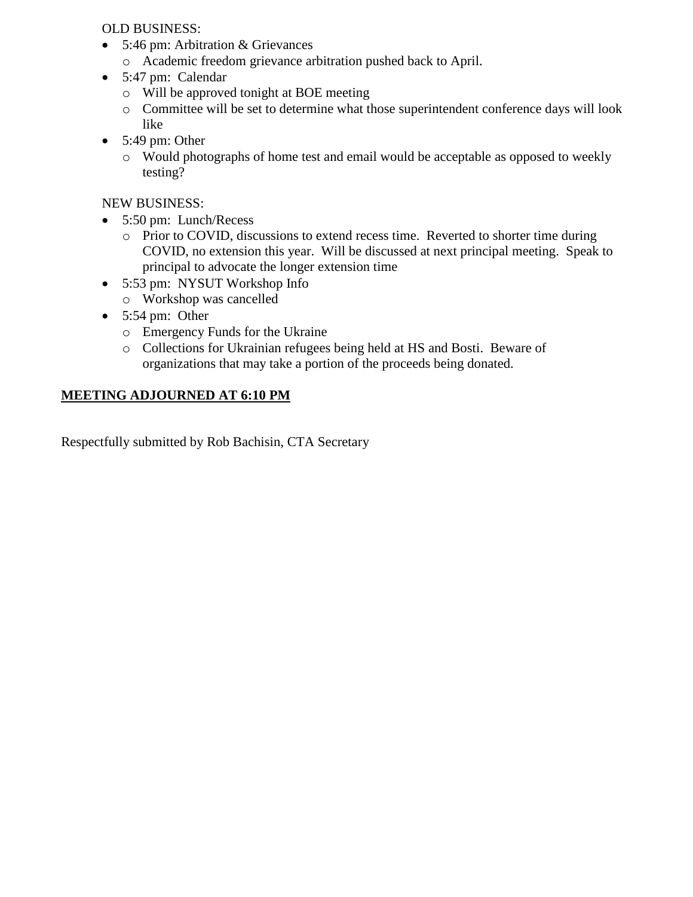OLD BUSINESS:

- 5:46 pm: Arbitration & Grievances
  - Academic freedom grievance arbitration pushed back to April.
- 5:47 pm: Calendar
  - Will be approved tonight at BOE meeting
  - Committee will be set to determine what those superintendent conference days will look like
- 5:49 pm: Other
  - Would photographs of home test and email would be acceptable as opposed to weekly testing?

NEW BUSINESS:

- 5:50 pm: Lunch/Recess
  - Prior to COVID, discussions to extend recess time. Reverted to shorter time during COVID, no extension this year. Will be discussed at next principal meeting. Speak to principal to advocate the longer extension time
- 5:53 pm: NYSUT Workshop Info
  - Workshop was cancelled
- 5:54 pm: Other
  - Emergency Funds for the Ukraine
  - Collections for Ukrainian refugees being held at HS and Bosti. Beware of organizations that may take a portion of the proceeds being donated.

**<u>MEETING ADJOURNED AT 6:10 PM</u>**

Respectfully submitted by Rob Bachisin, CTA Secretary